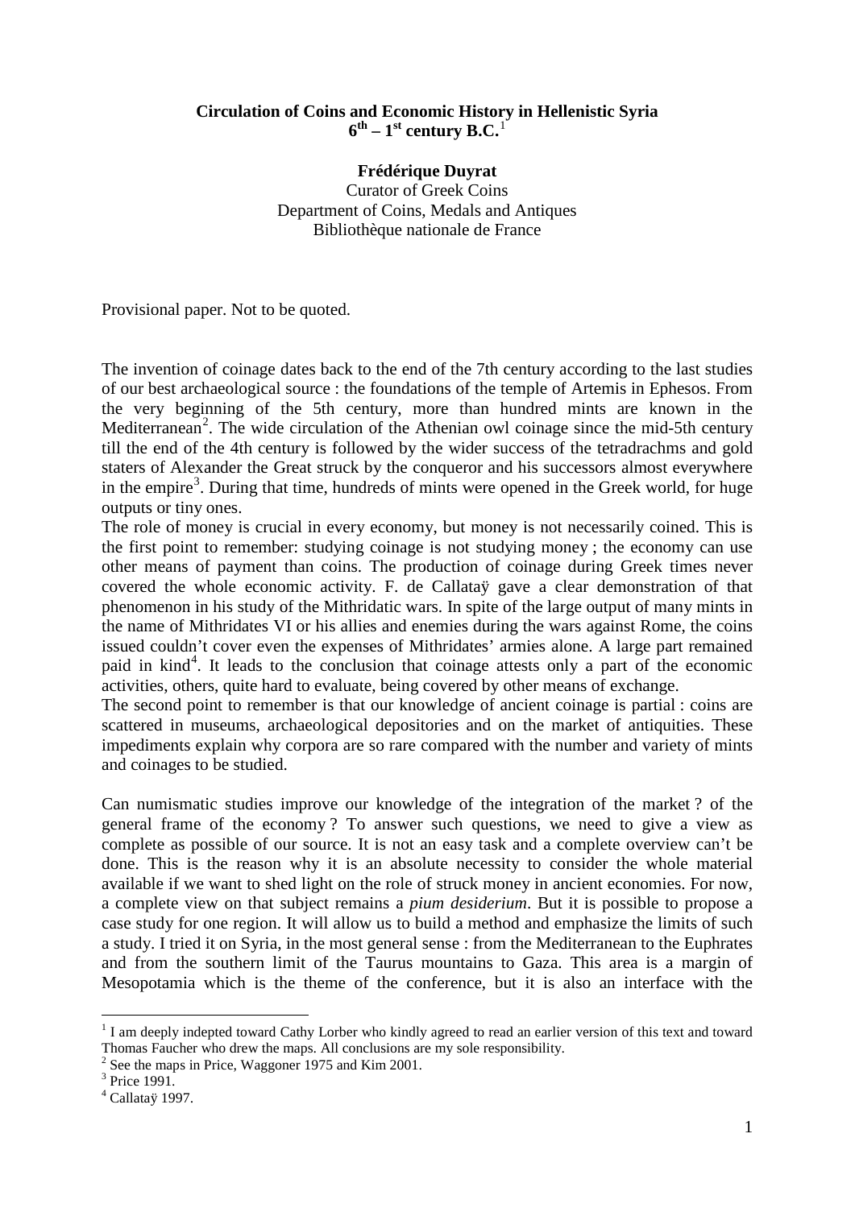**Circulation of Coins and Economic History in Hellenistic Syria**
**$6^{th}$ – $1^{st}$ century B.C.**[1]

**Frédérique Duyrat**
Curator of Greek Coins
Department of Coins, Medals and Antiques
Bibliothèque nationale de France

Provisional paper. Not to be quoted.

The invention of coinage dates back to the end of the 7th century according to the last studies of our best archaeological source : the foundations of the temple of Artemis in Ephesos. From the very beginning of the 5th century, more than hundred mints are known in the Mediterranean[2]. The wide circulation of the Athenian owl coinage since the mid-5th century till the end of the 4th century is followed by the wider success of the tetradrachms and gold staters of Alexander the Great struck by the conqueror and his successors almost everywhere in the empire[3]. During that time, hundreds of mints were opened in the Greek world, for huge outputs or tiny ones.

The role of money is crucial in every economy, but money is not necessarily coined. This is the first point to remember: studying coinage is not studying money ; the economy can use other means of payment than coins. The production of coinage during Greek times never covered the whole economic activity. F. de Callataÿ gave a clear demonstration of that phenomenon in his study of the Mithridatic wars. In spite of the large output of many mints in the name of Mithridates VI or his allies and enemies during the wars against Rome, the coins issued couldn't cover even the expenses of Mithridates' armies alone. A large part remained paid in kind[4]. It leads to the conclusion that coinage attests only a part of the economic activities, others, quite hard to evaluate, being covered by other means of exchange.

The second point to remember is that our knowledge of ancient coinage is partial : coins are scattered in museums, archaeological depositories and on the market of antiquities. These impediments explain why corpora are so rare compared with the number and variety of mints and coinages to be studied.

Can numismatic studies improve our knowledge of the integration of the market ? of the general frame of the economy ? To answer such questions, we need to give a view as complete as possible of our source. It is not an easy task and a complete overview can't be done. This is the reason why it is an absolute necessity to consider the whole material available if we want to shed light on the role of struck money in ancient economies. For now, a complete view on that subject remains a *pium desiderium*. But it is possible to propose a case study for one region. It will allow us to build a method and emphasize the limits of such a study. I tried it on Syria, in the most general sense : from the Mediterranean to the Euphrates and from the southern limit of the Taurus mountains to Gaza. This area is a margin of Mesopotamia which is the theme of the conference, but it is also an interface with the

[1] I am deeply indepted toward Cathy Lorber who kindly agreed to read an earlier version of this text and toward Thomas Faucher who drew the maps. All conclusions are my sole responsibility.

[2] See the maps in Price, Waggoner 1975 and Kim 2001.

[3] Price 1991.

[4] Callataÿ 1997.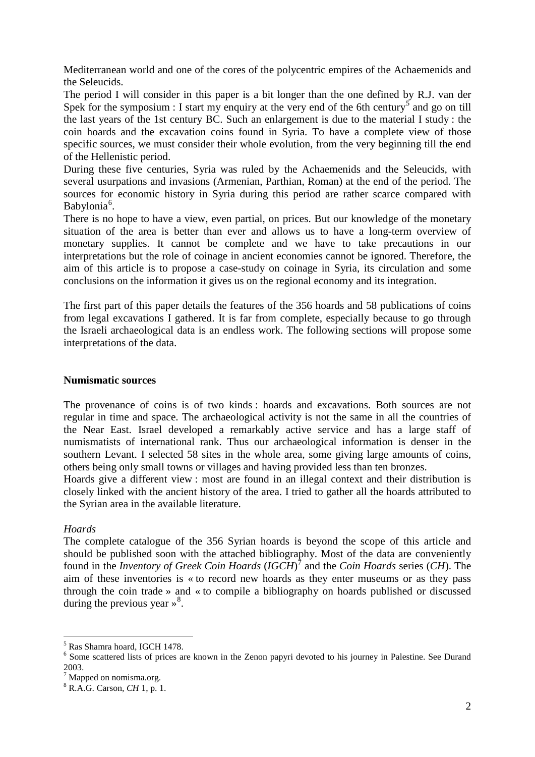Mediterranean world and one of the cores of the polycentric empires of the Achaemenids and the Seleucids.

The period I will consider in this paper is a bit longer than the one defined by R.J. van der Spek for the symposium : I start my enquiry at the very end of the 6th century[5] and go on till the last years of the 1st century BC. Such an enlargement is due to the material I study : the coin hoards and the excavation coins found in Syria. To have a complete view of those specific sources, we must consider their whole evolution, from the very beginning till the end of the Hellenistic period.

During these five centuries, Syria was ruled by the Achaemenids and the Seleucids, with several usurpations and invasions (Armenian, Parthian, Roman) at the end of the period. The sources for economic history in Syria during this period are rather scarce compared with Babylonia[6].

There is no hope to have a view, even partial, on prices. But our knowledge of the monetary situation of the area is better than ever and allows us to have a long-term overview of monetary supplies. It cannot be complete and we have to take precautions in our interpretations but the role of coinage in ancient economies cannot be ignored. Therefore, the aim of this article is to propose a case-study on coinage in Syria, its circulation and some conclusions on the information it gives us on the regional economy and its integration.

The first part of this paper details the features of the 356 hoards and 58 publications of coins from legal excavations I gathered. It is far from complete, especially because to go through the Israeli archaeological data is an endless work. The following sections will propose some interpretations of the data.

**Numismatic sources**

The provenance of coins is of two kinds : hoards and excavations. Both sources are not regular in time and space. The archaeological activity is not the same in all the countries of the Near East. Israel developed a remarkably active service and has a large staff of numismatists of international rank. Thus our archaeological information is denser in the southern Levant. I selected 58 sites in the whole area, some giving large amounts of coins, others being only small towns or villages and having provided less than ten bronzes.

Hoards give a different view : most are found in an illegal context and their distribution is closely linked with the ancient history of the area. I tried to gather all the hoards attributed to the Syrian area in the available literature.

*Hoards*

The complete catalogue of the 356 Syrian hoards is beyond the scope of this article and should be published soon with the attached bibliography. Most of the data are conveniently found in the *Inventory of Greek Coin Hoards* (*IGCH*)[7] and the *Coin Hoards* series (*CH*). The aim of these inventories is « to record new hoards as they enter museums or as they pass through the coin trade » and « to compile a bibliography on hoards published or discussed during the previous year »[8].

---

[5] Ras Shamra hoard, IGCH 1478.

[6] Some scattered lists of prices are known in the Zenon papyri devoted to his journey in Palestine. See Durand 2003.

[7] Mapped on nomisma.org.

[8] R.A.G. Carson, *CH* 1, p. 1.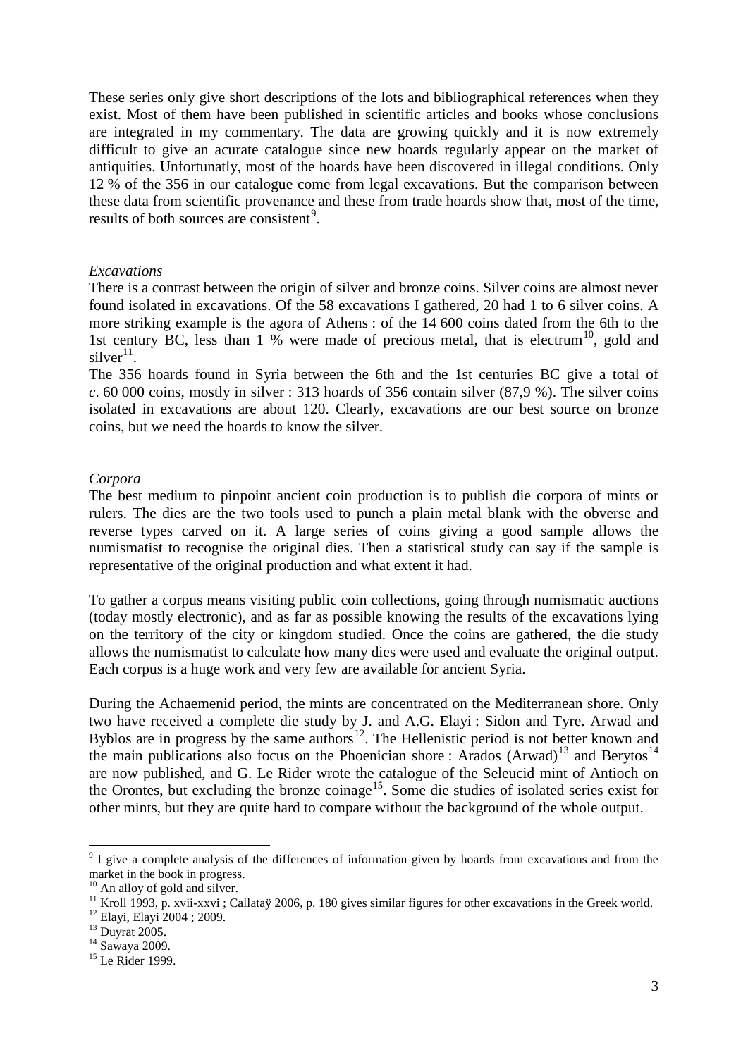These series only give short descriptions of the lots and bibliographical references when they exist. Most of them have been published in scientific articles and books whose conclusions are integrated in my commentary. The data are growing quickly and it is now extremely difficult to give an acurate catalogue since new hoards regularly appear on the market of antiquities. Unfortunatly, most of the hoards have been discovered in illegal conditions. Only 12 % of the 356 in our catalogue come from legal excavations. But the comparison between these data from scientific provenance and these from trade hoards show that, most of the time, results of both sources are consistent[9].

*Excavations*

There is a contrast between the origin of silver and bronze coins. Silver coins are almost never found isolated in excavations. Of the 58 excavations I gathered, 20 had 1 to 6 silver coins. A more striking example is the agora of Athens : of the 14 600 coins dated from the 6th to the 1st century BC, less than 1 % were made of precious metal, that is electrum[10], gold and silver[11].

The 356 hoards found in Syria between the 6th and the 1st centuries BC give a total of *c*. 60 000 coins, mostly in silver : 313 hoards of 356 contain silver (87,9 %). The silver coins isolated in excavations are about 120. Clearly, excavations are our best source on bronze coins, but we need the hoards to know the silver.

*Corpora*

The best medium to pinpoint ancient coin production is to publish die corpora of mints or rulers. The dies are the two tools used to punch a plain metal blank with the obverse and reverse types carved on it. A large series of coins giving a good sample allows the numismatist to recognise the original dies. Then a statistical study can say if the sample is representative of the original production and what extent it had.

To gather a corpus means visiting public coin collections, going through numismatic auctions (today mostly electronic), and as far as possible knowing the results of the excavations lying on the territory of the city or kingdom studied. Once the coins are gathered, the die study allows the numismatist to calculate how many dies were used and evaluate the original output. Each corpus is a huge work and very few are available for ancient Syria.

During the Achaemenid period, the mints are concentrated on the Mediterranean shore. Only two have received a complete die study by J. and A.G. Elayi : Sidon and Tyre. Arwad and Byblos are in progress by the same authors[12]. The Hellenistic period is not better known and the main publications also focus on the Phoenician shore : Arados (Arwad)[13] and Berytos[14] are now published, and G. Le Rider wrote the catalogue of the Seleucid mint of Antioch on the Orontes, but excluding the bronze coinage[15]. Some die studies of isolated series exist for other mints, but they are quite hard to compare without the background of the whole output.

---

[9] I give a complete analysis of the differences of information given by hoards from excavations and from the market in the book in progress.

[10] An alloy of gold and silver.

[11] Kroll 1993, p. xvii-xxvi ; Callataÿ 2006, p. 180 gives similar figures for other excavations in the Greek world.

[12] Elayi, Elayi 2004 ; 2009.

[13] Duyrat 2005.

[14] Sawaya 2009.

[15] Le Rider 1999.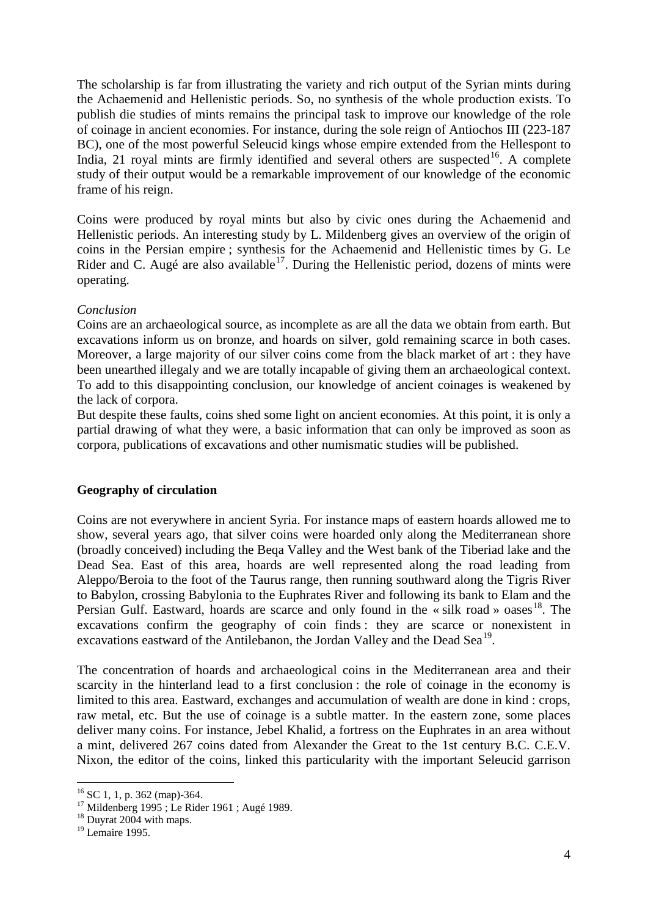The scholarship is far from illustrating the variety and rich output of the Syrian mints during the Achaemenid and Hellenistic periods. So, no synthesis of the whole production exists. To publish die studies of mints remains the principal task to improve our knowledge of the role of coinage in ancient economies. For instance, during the sole reign of Antiochos III (223-187 BC), one of the most powerful Seleucid kings whose empire extended from the Hellespont to India, 21 royal mints are firmly identified and several others are suspected[16]. A complete study of their output would be a remarkable improvement of our knowledge of the economic frame of his reign.

Coins were produced by royal mints but also by civic ones during the Achaemenid and Hellenistic periods. An interesting study by L. Mildenberg gives an overview of the origin of coins in the Persian empire ; synthesis for the Achaemenid and Hellenistic times by G. Le Rider and C. Augé are also available[17]. During the Hellenistic period, dozens of mints were operating.

*Conclusion*

Coins are an archaeological source, as incomplete as are all the data we obtain from earth. But excavations inform us on bronze, and hoards on silver, gold remaining scarce in both cases. Moreover, a large majority of our silver coins come from the black market of art : they have been unearthed illegaly and we are totally incapable of giving them an archaeological context. To add to this disappointing conclusion, our knowledge of ancient coinages is weakened by the lack of corpora.

But despite these faults, coins shed some light on ancient economies. At this point, it is only a partial drawing of what they were, a basic information that can only be improved as soon as corpora, publications of excavations and other numismatic studies will be published.

## Geography of circulation

Coins are not everywhere in ancient Syria. For instance maps of eastern hoards allowed me to show, several years ago, that silver coins were hoarded only along the Mediterranean shore (broadly conceived) including the Beqa Valley and the West bank of the Tiberiad lake and the Dead Sea. East of this area, hoards are well represented along the road leading from Aleppo/Beroia to the foot of the Taurus range, then running southward along the Tigris River to Babylon, crossing Babylonia to the Euphrates River and following its bank to Elam and the Persian Gulf. Eastward, hoards are scarce and only found in the « silk road » oases[18]. The excavations confirm the geography of coin finds : they are scarce or nonexistent in excavations eastward of the Antilebanon, the Jordan Valley and the Dead Sea[19].

The concentration of hoards and archaeological coins in the Mediterranean area and their scarcity in the hinterland lead to a first conclusion : the role of coinage in the economy is limited to this area. Eastward, exchanges and accumulation of wealth are done in kind : crops, raw metal, etc. But the use of coinage is a subtle matter. In the eastern zone, some places deliver many coins. For instance, Jebel Khalid, a fortress on the Euphrates in an area without a mint, delivered 267 coins dated from Alexander the Great to the 1st century B.C. C.E.V. Nixon, the editor of the coins, linked this particularity with the important Seleucid garrison

---

[16] SC 1, 1, p. 362 (map)-364.

[17] Mildenberg 1995 ; Le Rider 1961 ; Augé 1989.

[18] Duyrat 2004 with maps.

[19] Lemaire 1995.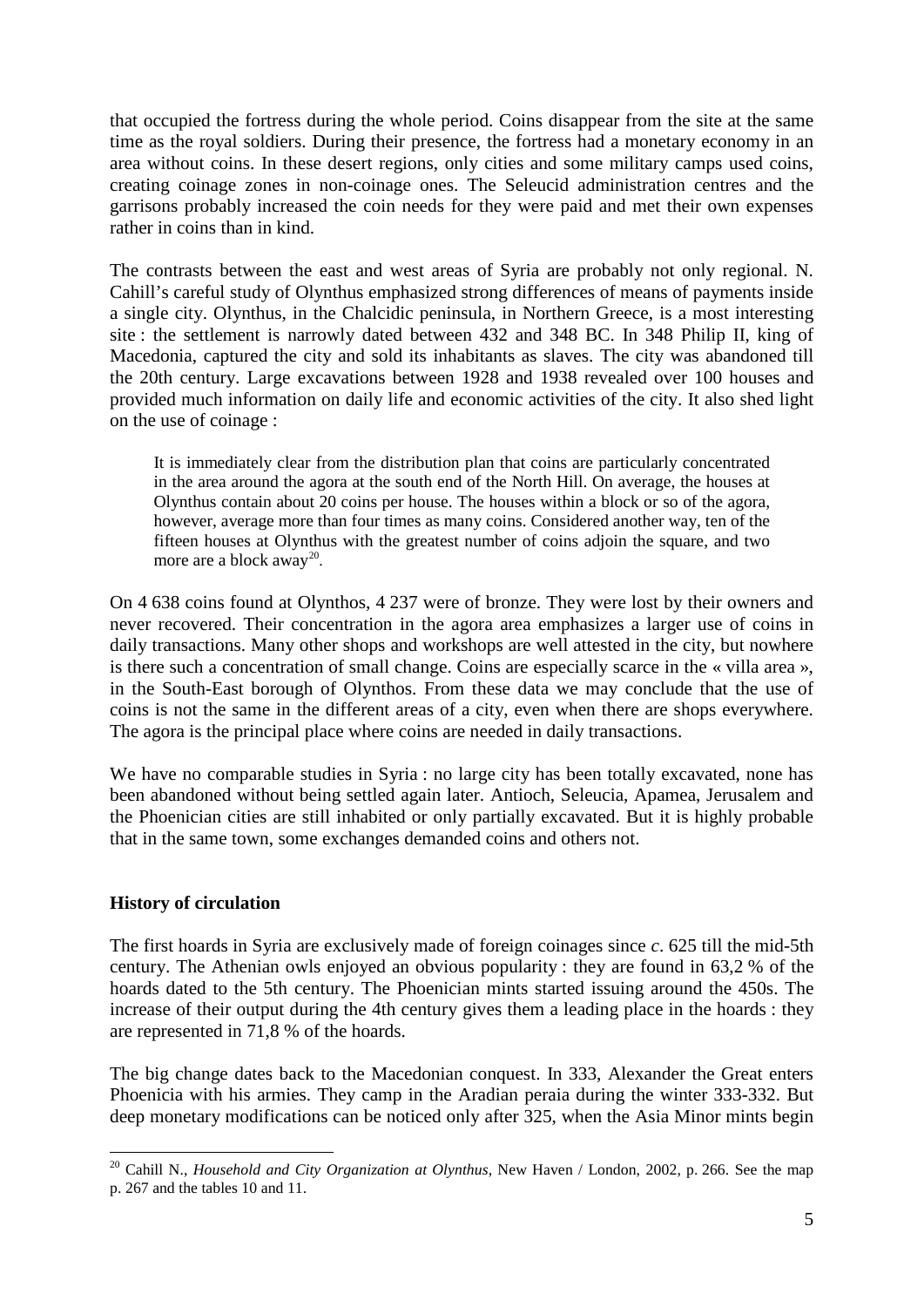that occupied the fortress during the whole period. Coins disappear from the site at the same time as the royal soldiers. During their presence, the fortress had a monetary economy in an area without coins. In these desert regions, only cities and some military camps used coins, creating coinage zones in non-coinage ones. The Seleucid administration centres and the garrisons probably increased the coin needs for they were paid and met their own expenses rather in coins than in kind.

The contrasts between the east and west areas of Syria are probably not only regional. N. Cahill's careful study of Olynthus emphasized strong differences of means of payments inside a single city. Olynthus, in the Chalcidic peninsula, in Northern Greece, is a most interesting site : the settlement is narrowly dated between 432 and 348 BC. In 348 Philip II, king of Macedonia, captured the city and sold its inhabitants as slaves. The city was abandoned till the 20th century. Large excavations between 1928 and 1938 revealed over 100 houses and provided much information on daily life and economic activities of the city. It also shed light on the use of coinage :

> It is immediately clear from the distribution plan that coins are particularly concentrated in the area around the agora at the south end of the North Hill. On average, the houses at Olynthus contain about 20 coins per house. The houses within a block or so of the agora, however, average more than four times as many coins. Considered another way, ten of the fifteen houses at Olynthus with the greatest number of coins adjoin the square, and two more are a block away[20].

On 4 638 coins found at Olynthos, 4 237 were of bronze. They were lost by their owners and never recovered. Their concentration in the agora area emphasizes a larger use of coins in daily transactions. Many other shops and workshops are well attested in the city, but nowhere is there such a concentration of small change. Coins are especially scarce in the « villa area », in the South-East borough of Olynthos. From these data we may conclude that the use of coins is not the same in the different areas of a city, even when there are shops everywhere. The agora is the principal place where coins are needed in daily transactions.

We have no comparable studies in Syria : no large city has been totally excavated, none has been abandoned without being settled again later. Antioch, Seleucia, Apamea, Jerusalem and the Phoenician cities are still inhabited or only partially excavated. But it is highly probable that in the same town, some exchanges demanded coins and others not.

**History of circulation**

The first hoards in Syria are exclusively made of foreign coinages since *c*. 625 till the mid-5th century. The Athenian owls enjoyed an obvious popularity : they are found in 63,2 % of the hoards dated to the 5th century. The Phoenician mints started issuing around the 450s. The increase of their output during the 4th century gives them a leading place in the hoards : they are represented in 71,8 % of the hoards.

The big change dates back to the Macedonian conquest. In 333, Alexander the Great enters Phoenicia with his armies. They camp in the Aradian peraia during the winter 333-332. But deep monetary modifications can be noticed only after 325, when the Asia Minor mints begin

[20] Cahill N., *Household and City Organization at Olynthus*, New Haven / London, 2002, p. 266. See the map p. 267 and the tables 10 and 11.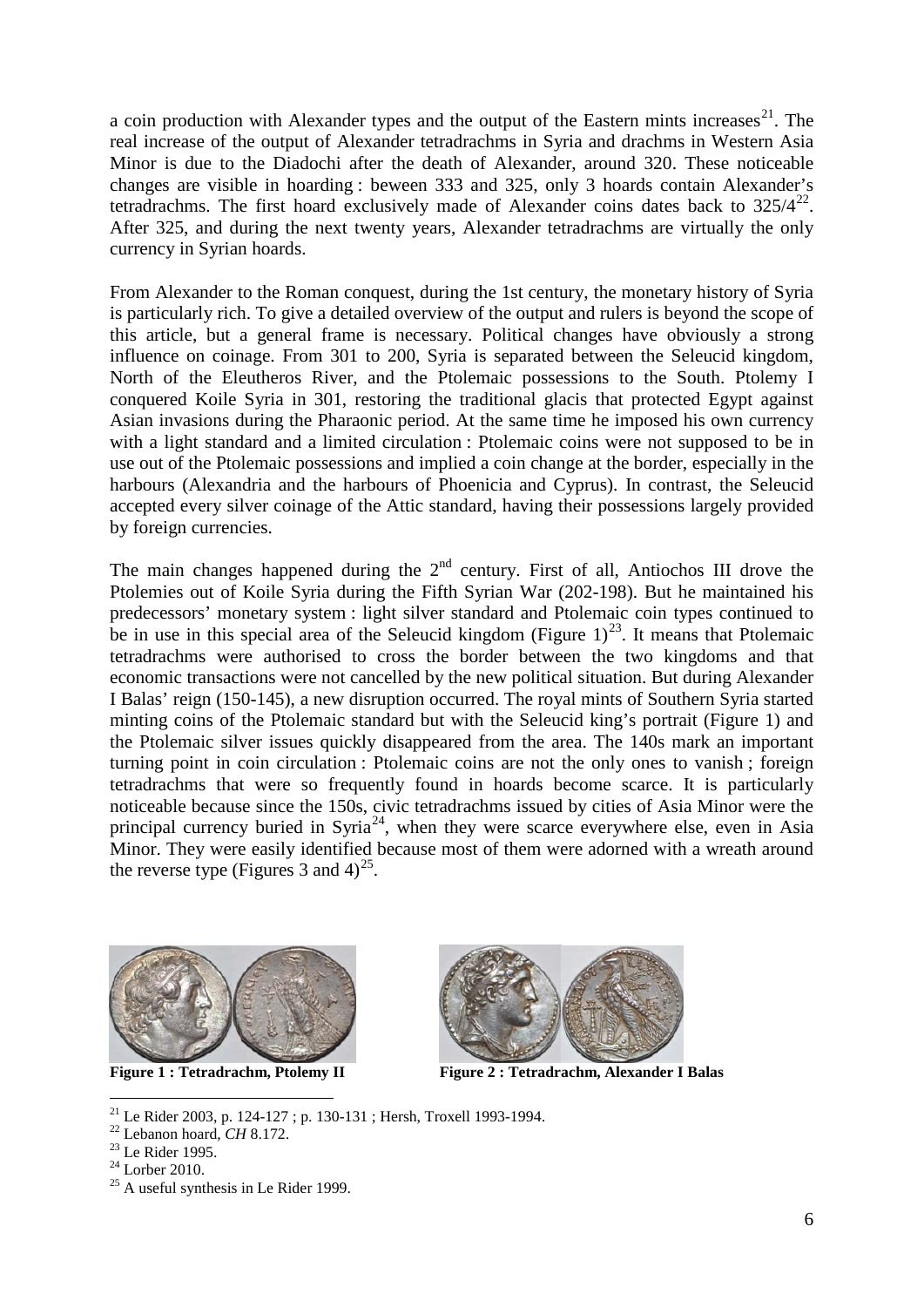a coin production with Alexander types and the output of the Eastern mints increases[21]. The real increase of the output of Alexander tetradrachms in Syria and drachms in Western Asia Minor is due to the Diadochi after the death of Alexander, around 320. These noticeable changes are visible in hoarding : beween 333 and 325, only 3 hoards contain Alexander's tetradrachms. The first hoard exclusively made of Alexander coins dates back to 325/4[22]. After 325, and during the next twenty years, Alexander tetradrachms are virtually the only currency in Syrian hoards.

From Alexander to the Roman conquest, during the 1st century, the monetary history of Syria is particularly rich. To give a detailed overview of the output and rulers is beyond the scope of this article, but a general frame is necessary. Political changes have obviously a strong influence on coinage. From 301 to 200, Syria is separated between the Seleucid kingdom, North of the Eleutheros River, and the Ptolemaic possessions to the South. Ptolemy I conquered Koile Syria in 301, restoring the traditional glacis that protected Egypt against Asian invasions during the Pharaonic period. At the same time he imposed his own currency with a light standard and a limited circulation : Ptolemaic coins were not supposed to be in use out of the Ptolemaic possessions and implied a coin change at the border, especially in the harbours (Alexandria and the harbours of Phoenicia and Cyprus). In contrast, the Seleucid accepted every silver coinage of the Attic standard, having their possessions largely provided by foreign currencies.

The main changes happened during the 2nd century. First of all, Antiochos III drove the Ptolemies out of Koile Syria during the Fifth Syrian War (202-198). But he maintained his predecessors' monetary system : light silver standard and Ptolemaic coin types continued to be in use in this special area of the Seleucid kingdom (Figure 1)[23]. It means that Ptolemaic tetradrachms were authorised to cross the border between the two kingdoms and that economic transactions were not cancelled by the new political situation. But during Alexander I Balas' reign (150-145), a new disruption occurred. The royal mints of Southern Syria started minting coins of the Ptolemaic standard but with the Seleucid king's portrait (Figure 1) and the Ptolemaic silver issues quickly disappeared from the area. The 140s mark an important turning point in coin circulation : Ptolemaic coins are not the only ones to vanish ; foreign tetradrachms that were so frequently found in hoards become scarce. It is particularly noticeable because since the 150s, civic tetradrachms issued by cities of Asia Minor were the principal currency buried in Syria[24], when they were scarce everywhere else, even in Asia Minor. They were easily identified because most of them were adorned with a wreath around the reverse type (Figures 3 and 4)[25].

**Figure 1 : Tetradrachm, Ptolemy II**

**Figure 2 : Tetradrachm, Alexander I Balas**

---

[21] Le Rider 2003, p. 124-127 ; p. 130-131 ; Hersh, Troxell 1993-1994.

[22] Lebanon hoard, *CH* 8.172.

[23] Le Rider 1995.

[24] Lorber 2010.

[25] A useful synthesis in Le Rider 1999.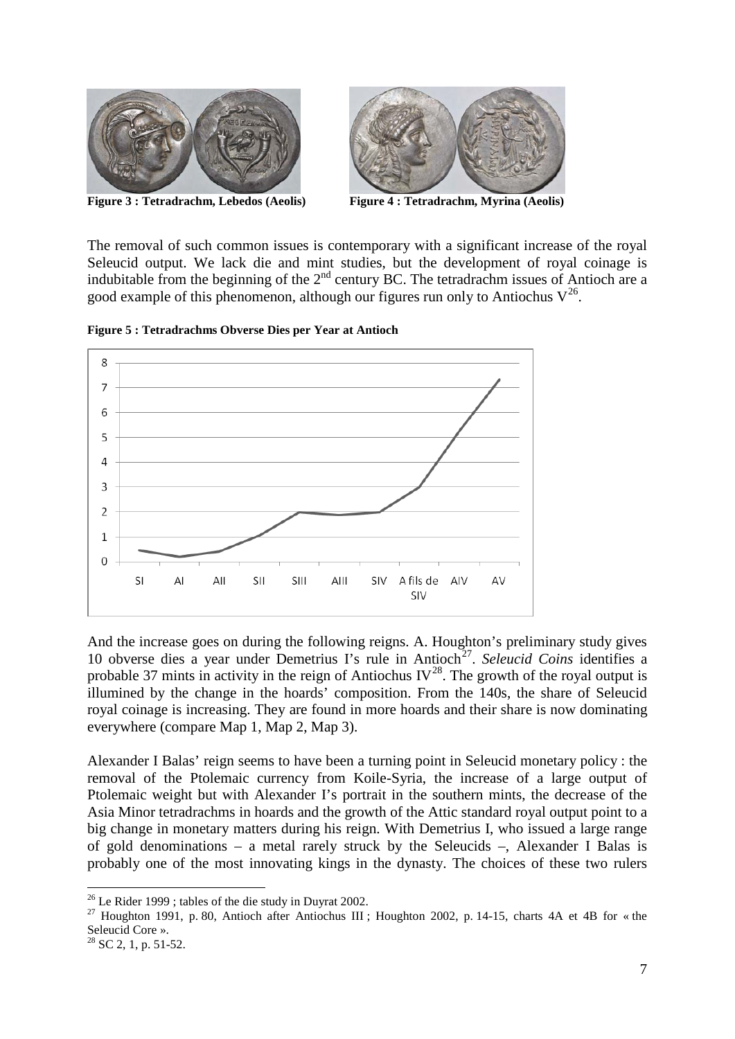**Figure 3 : Tetradrachm, Lebedos (Aeolis)** **Figure 4 : Tetradrachm, Myrina (Aeolis)**

The removal of such common issues is contemporary with a significant increase of the royal Seleucid output. We lack die and mint studies, but the development of royal coinage is indubitable from the beginning of the 2nd century BC. The tetradrachm issues of Antioch are a good example of this phenomenon, although our figures run only to Antiochus V[26].

**Figure 5 : Tetradrachms Obverse Dies per Year at Antioch**

And the increase goes on during the following reigns. A. Houghton's preliminary study gives 10 obverse dies a year under Demetrius I's rule in Antioch[27]. *Seleucid Coins* identifies a probable 37 mints in activity in the reign of Antiochus IV[28]. The growth of the royal output is illumined by the change in the hoards' composition. From the 140s, the share of Seleucid royal coinage is increasing. They are found in more hoards and their share is now dominating everywhere (compare Map 1, Map 2, Map 3).

Alexander I Balas' reign seems to have been a turning point in Seleucid monetary policy : the removal of the Ptolemaic currency from Koile-Syria, the increase of a large output of Ptolemaic weight but with Alexander I's portrait in the southern mints, the decrease of the Asia Minor tetradrachms in hoards and the growth of the Attic standard royal output point to a big change in monetary matters during his reign. With Demetrius I, who issued a large range of gold denominations – a metal rarely struck by the Seleucids –, Alexander I Balas is probably one of the most innovating kings in the dynasty. The choices of these two rulers

[26] Le Rider 1999 ; tables of the die study in Duyrat 2002.

[27] Houghton 1991, p. 80, Antioch after Antiochus III ; Houghton 2002, p. 14-15, charts 4A et 4B for « the Seleucid Core ».

[28] SC 2, 1, p. 51-52.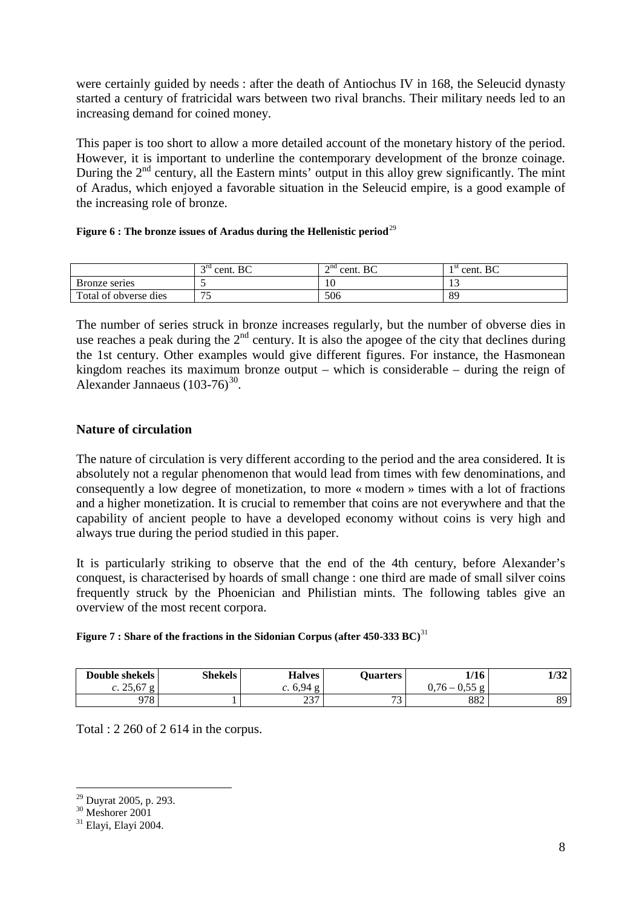were certainly guided by needs : after the death of Antiochus IV in 168, the Seleucid dynasty started a century of fratricidal wars between two rival branchs. Their military needs led to an increasing demand for coined money.

This paper is too short to allow a more detailed account of the monetary history of the period. However, it is important to underline the contemporary development of the bronze coinage. During the 2nd century, all the Eastern mints' output in this alloy grew significantly. The mint of Aradus, which enjoyed a favorable situation in the Seleucid empire, is a good example of the increasing role of bronze.

**Figure 6 : The bronze issues of Aradus during the Hellenistic period**[29]

| | 3rd cent. BC | 2nd cent. BC | 1st cent. BC |
|---|---|---|---|
| Bronze series | 5 | 10 | 13 |
| Total of obverse dies | 75 | 506 | 89 |

The number of series struck in bronze increases regularly, but the number of obverse dies in use reaches a peak during the 2nd century. It is also the apogee of the city that declines during the 1st century. Other examples would give different figures. For instance, the Hasmonean kingdom reaches its maximum bronze output – which is considerable – during the reign of Alexander Jannaeus (103-76)[30].

## Nature of circulation

The nature of circulation is very different according to the period and the area considered. It is absolutely not a regular phenomenon that would lead from times with few denominations, and consequently a low degree of monetization, to more « modern » times with a lot of fractions and a higher monetization. It is crucial to remember that coins are not everywhere and that the capability of ancient people to have a developed economy without coins is very high and always true during the period studied in this paper.

It is particularly striking to observe that the end of the 4th century, before Alexander's conquest, is characterised by hoards of small change : one third are made of small silver coins frequently struck by the Phoenician and Philistian mints. The following tables give an overview of the most recent corpora.

**Figure 7 : Share of the fractions in the Sidonian Corpus (after 450-333 BC)**[31]

| Double shekels<br>*c.* 25,67 g | Shekels | Halves<br>*c.* 6,94 g | Quarters | 1/16<br>0,76 – 0,55 g | 1/32 |
|---|---|---|---|---|---|
| 978 | 1 | 237 | 73 | 882 | 89 |

Total : 2 260 of 2 614 in the corpus.

---

[29] Duyrat 2005, p. 293.
[30] Meshorer 2001
[31] Elayi, Elayi 2004.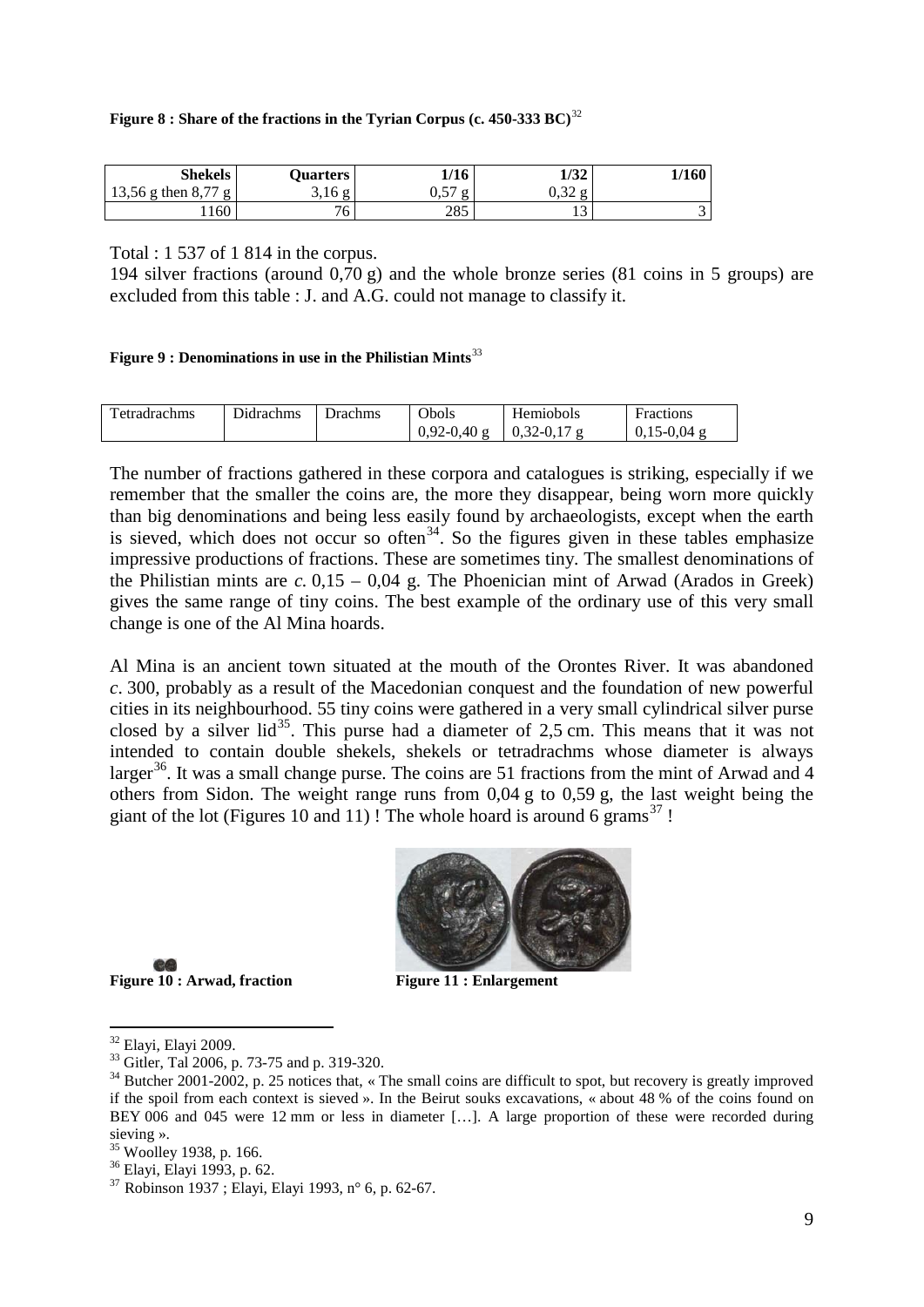**Figure 8 : Share of the fractions in the Tyrian Corpus (c. 450-333 BC)**[32]

| Shekels | Quarters | 1/16 | 1/32 | 1/160 |
|---|---|---|---|---|
| 13,56 g then 8,77 g | 3,16 g | 0,57 g | 0,32 g | |
| 1160 | 76 | 285 | 13 | 3 |

Total : 1 537 of 1 814 in the corpus.

194 silver fractions (around 0,70 g) and the whole bronze series (81 coins in 5 groups) are excluded from this table : J. and A.G. could not manage to classify it.

**Figure 9 : Denominations in use in the Philistian Mints**[33]

| Tetradrachms | Didrachms | Drachms | Obols | Hemiobols | Fractions |
|---|---|---|---|---|---|
| | | | 0,92-0,40 g | 0,32-0,17 g | 0,15-0,04 g |

The number of fractions gathered in these corpora and catalogues is striking, especially if we remember that the smaller the coins are, the more they disappear, being worn more quickly than big denominations and being less easily found by archaeologists, except when the earth is sieved, which does not occur so often[34]. So the figures given in these tables emphasize impressive productions of fractions. These are sometimes tiny. The smallest denominations of the Philistian mints are *c.* 0,15 – 0,04 g. The Phoenician mint of Arwad (Arados in Greek) gives the same range of tiny coins. The best example of the ordinary use of this very small change is one of the Al Mina hoards.

Al Mina is an ancient town situated at the mouth of the Orontes River. It was abandoned *c*. 300, probably as a result of the Macedonian conquest and the foundation of new powerful cities in its neighbourhood. 55 tiny coins were gathered in a very small cylindrical silver purse closed by a silver lid[35]. This purse had a diameter of 2,5 cm. This means that it was not intended to contain double shekels, shekels or tetradrachms whose diameter is always larger[36]. It was a small change purse. The coins are 51 fractions from the mint of Arwad and 4 others from Sidon. The weight range runs from 0,04 g to 0,59 g, the last weight being the giant of the lot (Figures 10 and 11) ! The whole hoard is around 6 grams[37] !

**Figure 10 : Arwad, fraction** **Figure 11 : Enlargement**

[32] Elayi, Elayi 2009.

[33] Gitler, Tal 2006, p. 73-75 and p. 319-320.

[34] Butcher 2001-2002, p. 25 notices that, « The small coins are difficult to spot, but recovery is greatly improved if the spoil from each context is sieved ». In the Beirut souks excavations, « about 48 % of the coins found on BEY 006 and 045 were 12 mm or less in diameter […]. A large proportion of these were recorded during sieving ».

[35] Woolley 1938, p. 166.

[36] Elayi, Elayi 1993, p. 62.

[37] Robinson 1937 ; Elayi, Elayi 1993, n° 6, p. 62-67.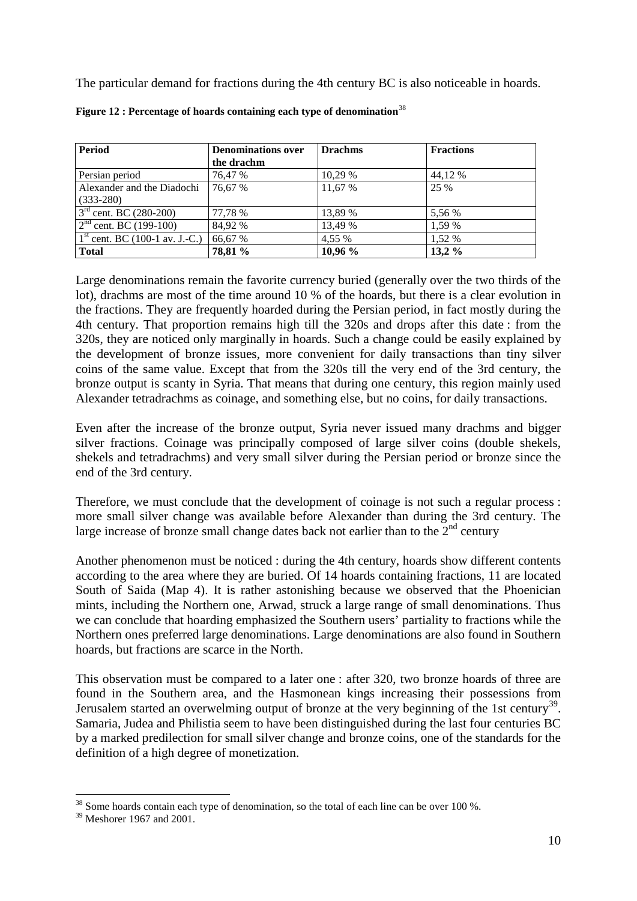The particular demand for fractions during the 4th century BC is also noticeable in hoards.

**Figure 12 : Percentage of hoards containing each type of denomination**[38]

| Period | Denominations over the drachm | Drachms | Fractions |
|---|---|---|---|
| Persian period | 76,47 % | 10,29 % | 44,12 % |
| Alexander and the Diadochi (333-280) | 76,67 % | 11,67 % | 25 % |
| 3rd cent. BC (280-200) | 77,78 % | 13,89 % | 5,56 % |
| 2nd cent. BC (199-100) | 84,92 % | 13,49 % | 1,59 % |
| 1st cent. BC (100-1 av. J.-C.) | 66,67 % | 4,55 % | 1,52 % |
| **Total** | **78,81 %** | **10,96 %** | **13,2 %** |

Large denominations remain the favorite currency buried (generally over the two thirds of the lot), drachms are most of the time around 10 % of the hoards, but there is a clear evolution in the fractions. They are frequently hoarded during the Persian period, in fact mostly during the 4th century. That proportion remains high till the 320s and drops after this date : from the 320s, they are noticed only marginally in hoards. Such a change could be easily explained by the development of bronze issues, more convenient for daily transactions than tiny silver coins of the same value. Except that from the 320s till the very end of the 3rd century, the bronze output is scanty in Syria. That means that during one century, this region mainly used Alexander tetradrachms as coinage, and something else, but no coins, for daily transactions.

Even after the increase of the bronze output, Syria never issued many drachms and bigger silver fractions. Coinage was principally composed of large silver coins (double shekels, shekels and tetradrachms) and very small silver during the Persian period or bronze since the end of the 3rd century.

Therefore, we must conclude that the development of coinage is not such a regular process : more small silver change was available before Alexander than during the 3rd century. The large increase of bronze small change dates back not earlier than to the 2nd century

Another phenomenon must be noticed : during the 4th century, hoards show different contents according to the area where they are buried. Of 14 hoards containing fractions, 11 are located South of Saida (Map 4). It is rather astonishing because we observed that the Phoenician mints, including the Northern one, Arwad, struck a large range of small denominations. Thus we can conclude that hoarding emphasized the Southern users' partiality to fractions while the Northern ones preferred large denominations. Large denominations are also found in Southern hoards, but fractions are scarce in the North.

This observation must be compared to a later one : after 320, two bronze hoards of three are found in the Southern area, and the Hasmonean kings increasing their possessions from Jerusalem started an overwelming output of bronze at the very beginning of the 1st century[39]. Samaria, Judea and Philistia seem to have been distinguished during the last four centuries BC by a marked predilection for small silver change and bronze coins, one of the standards for the definition of a high degree of monetization.

[38] Some hoards contain each type of denomination, so the total of each line can be over 100 %.

[39] Meshorer 1967 and 2001.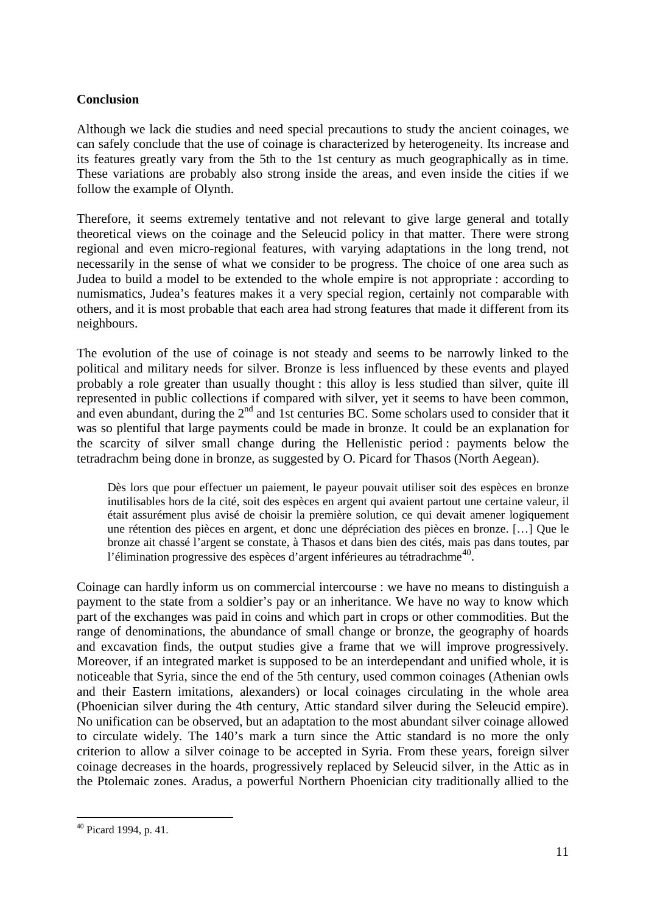**Conclusion**

Although we lack die studies and need special precautions to study the ancient coinages, we can safely conclude that the use of coinage is characterized by heterogeneity. Its increase and its features greatly vary from the 5th to the 1st century as much geographically as in time. These variations are probably also strong inside the areas, and even inside the cities if we follow the example of Olynth.

Therefore, it seems extremely tentative and not relevant to give large general and totally theoretical views on the coinage and the Seleucid policy in that matter. There were strong regional and even micro-regional features, with varying adaptations in the long trend, not necessarily in the sense of what we consider to be progress. The choice of one area such as Judea to build a model to be extended to the whole empire is not appropriate : according to numismatics, Judea's features makes it a very special region, certainly not comparable with others, and it is most probable that each area had strong features that made it different from its neighbours.

The evolution of the use of coinage is not steady and seems to be narrowly linked to the political and military needs for silver. Bronze is less influenced by these events and played probably a role greater than usually thought : this alloy is less studied than silver, quite ill represented in public collections if compared with silver, yet it seems to have been common, and even abundant, during the 2nd and 1st centuries BC. Some scholars used to consider that it was so plentiful that large payments could be made in bronze. It could be an explanation for the scarcity of silver small change during the Hellenistic period : payments below the tetradrachm being done in bronze, as suggested by O. Picard for Thasos (North Aegean).

> Dès lors que pour effectuer un paiement, le payeur pouvait utiliser soit des espèces en bronze inutilisables hors de la cité, soit des espèces en argent qui avaient partout une certaine valeur, il était assurément plus avisé de choisir la première solution, ce qui devait amener logiquement une rétention des pièces en argent, et donc une dépréciation des pièces en bronze. […] Que le bronze ait chassé l'argent se constate, à Thasos et dans bien des cités, mais pas dans toutes, par l'élimination progressive des espèces d'argent inférieures au tétradrachme[40].

Coinage can hardly inform us on commercial intercourse : we have no means to distinguish a payment to the state from a soldier's pay or an inheritance. We have no way to know which part of the exchanges was paid in coins and which part in crops or other commodities. But the range of denominations, the abundance of small change or bronze, the geography of hoards and excavation finds, the output studies give a frame that we will improve progressively. Moreover, if an integrated market is supposed to be an interdependant and unified whole, it is noticeable that Syria, since the end of the 5th century, used common coinages (Athenian owls and their Eastern imitations, alexanders) or local coinages circulating in the whole area (Phoenician silver during the 4th century, Attic standard silver during the Seleucid empire). No unification can be observed, but an adaptation to the most abundant silver coinage allowed to circulate widely. The 140's mark a turn since the Attic standard is no more the only criterion to allow a silver coinage to be accepted in Syria. From these years, foreign silver coinage decreases in the hoards, progressively replaced by Seleucid silver, in the Attic as in the Ptolemaic zones. Aradus, a powerful Northern Phoenician city traditionally allied to the

---

[40] Picard 1994, p. 41.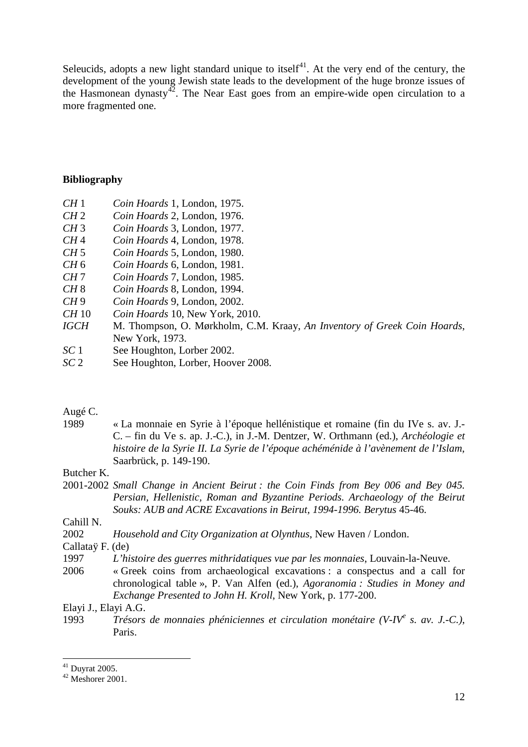Seleucids, adopts a new light standard unique to itself[41]. At the very end of the century, the development of the young Jewish state leads to the development of the huge bronze issues of the Hasmonean dynasty[42]. The Near East goes from an empire-wide open circulation to a more fragmented one.

## Bibliography

| | |
|---|---|
| *CH* 1 | *Coin Hoards* 1, London, 1975. |
| *CH* 2 | *Coin Hoards* 2, London, 1976. |
| *CH* 3 | *Coin Hoards* 3, London, 1977. |
| *CH* 4 | *Coin Hoards* 4, London, 1978. |
| *CH* 5 | *Coin Hoards* 5, London, 1980. |
| *CH* 6 | *Coin Hoards* 6, London, 1981. |
| *CH* 7 | *Coin Hoards* 7, London, 1985. |
| *CH* 8 | *Coin Hoards* 8, London, 1994. |
| *CH* 9 | *Coin Hoards* 9, London, 2002. |
| *CH* 10 | *Coin Hoards* 10, New York, 2010. |
| *IGCH* | M. Thompson, O. Mørkholm, C.M. Kraay, *An Inventory of Greek Coin Hoards*, New York, 1973. |
| *SC* 1 | See Houghton, Lorber 2002. |
| *SC* 2 | See Houghton, Lorber, Hoover 2008. |

Augé C.

1989 « La monnaie en Syrie à l'époque hellénistique et romaine (fin du IVe s. av. J.-C. – fin du Ve s. ap. J.-C.), in J.-M. Dentzer, W. Orthmann (ed.), *Archéologie et histoire de la Syrie II. La Syrie de l'époque achéménide à l'avènement de l'Islam*, Saarbrück, p. 149-190.

Butcher K.

2001-2002 *Small Change in Ancient Beirut : the Coin Finds from Bey 006 and Bey 045. Persian, Hellenistic, Roman and Byzantine Periods. Archaeology of the Beirut Souks: AUB and ACRE Excavations in Beirut, 1994-1996. Berytus* 45-46.

Cahill N.

2002 *Household and City Organization at Olynthus*, New Haven / London.

Callataÿ F. (de)

1997 *L'histoire des guerres mithridatiques vue par les monnaies*, Louvain-la-Neuve.

2006 « Greek coins from archaeological excavations : a conspectus and a call for chronological table », P. Van Alfen (ed.), *Agoranomia : Studies in Money and Exchange Presented to John H. Kroll*, New York, p. 177-200.

Elayi J., Elayi A.G.

1993 *Trésors de monnaies phéniciennes et circulation monétaire (V-IV^e^ s. av. J.-C.)*, Paris.

---

[41] Duyrat 2005.

[42] Meshorer 2001.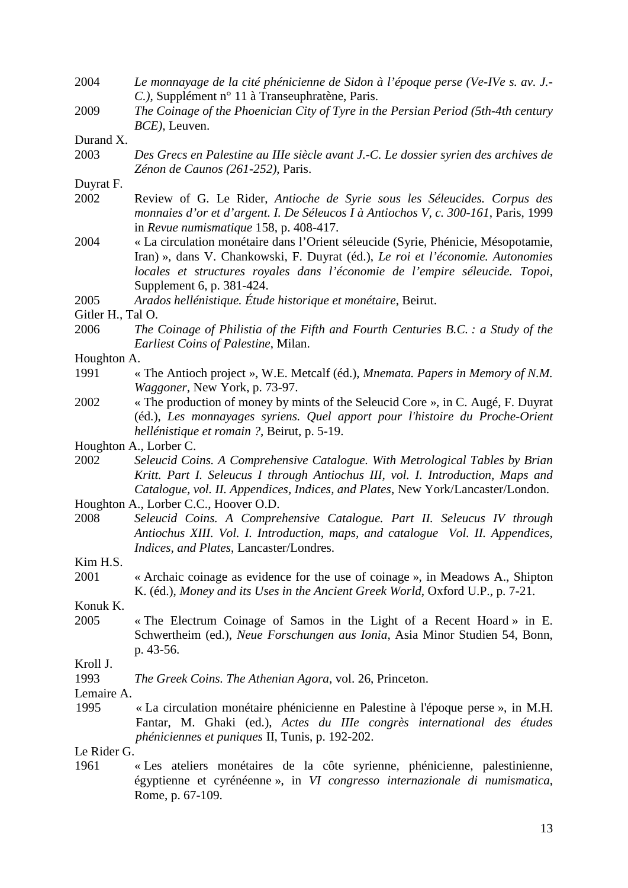2004 *Le monnayage de la cité phénicienne de Sidon à l'époque perse (Ve-IVe s. av. J.-C.)*, Supplément n° 11 à Transeuphratène, Paris.

2009 *The Coinage of the Phoenician City of Tyre in the Persian Period (5th-4th century BCE)*, Leuven.

Durand X.

2003 *Des Grecs en Palestine au IIIe siècle avant J.-C. Le dossier syrien des archives de Zénon de Caunos (261-252)*, Paris.

Duyrat F.

2002 Review of G. Le Rider, *Antioche de Syrie sous les Séleucides. Corpus des monnaies d'or et d'argent. I. De Séleucos I à Antiochos V, c. 300-161*, Paris, 1999 in *Revue numismatique* 158, p. 408-417.

2004 « La circulation monétaire dans l'Orient séleucide (Syrie, Phénicie, Mésopotamie, Iran) », dans V. Chankowski, F. Duyrat (éd.), *Le roi et l'économie. Autonomies locales et structures royales dans l'économie de l'empire séleucide. Topoi*, Supplement 6, p. 381-424.

2005 *Arados hellénistique. Étude historique et monétaire*, Beirut.

Gitler H., Tal O.

2006 *The Coinage of Philistia of the Fifth and Fourth Centuries B.C. : a Study of the Earliest Coins of Palestine*, Milan.

Houghton A.

1991 « The Antioch project », W.E. Metcalf (éd.), *Mnemata. Papers in Memory of N.M. Waggoner*, New York, p. 73-97.

2002 « The production of money by mints of the Seleucid Core », in C. Augé, F. Duyrat (éd.), *Les monnayages syriens. Quel apport pour l'histoire du Proche-Orient hellénistique et romain ?*, Beirut, p. 5-19.

Houghton A., Lorber C.

2002 *Seleucid Coins. A Comprehensive Catalogue. With Metrological Tables by Brian Kritt. Part I. Seleucus I through Antiochus III, vol. I. Introduction, Maps and Catalogue, vol. II. Appendices, Indices, and Plates*, New York/Lancaster/London.

Houghton A., Lorber C.C., Hoover O.D.

2008 *Seleucid Coins. A Comprehensive Catalogue. Part II. Seleucus IV through Antiochus XIII. Vol. I. Introduction, maps, and catalogue Vol. II. Appendices, Indices, and Plates*, Lancaster/Londres.

Kim H.S.

2001 « Archaic coinage as evidence for the use of coinage », in Meadows A., Shipton K. (éd.), *Money and its Uses in the Ancient Greek World*, Oxford U.P., p. 7-21.

Konuk K.

2005 « The Electrum Coinage of Samos in the Light of a Recent Hoard » in E. Schwertheim (ed.), *Neue Forschungen aus Ionia*, Asia Minor Studien 54, Bonn, p. 43-56.

Kroll J.

1993 *The Greek Coins. The Athenian Agora*, vol. 26, Princeton.

Lemaire A.

1995 « La circulation monétaire phénicienne en Palestine à l'époque perse », in M.H. Fantar, M. Ghaki (ed.), *Actes du IIIe congrès international des études phéniciennes et puniques* II, Tunis, p. 192-202.

Le Rider G.

1961 « Les ateliers monétaires de la côte syrienne, phénicienne, palestinienne, égyptienne et cyrénéenne », in *VI congresso internazionale di numismatica*, Rome, p. 67-109.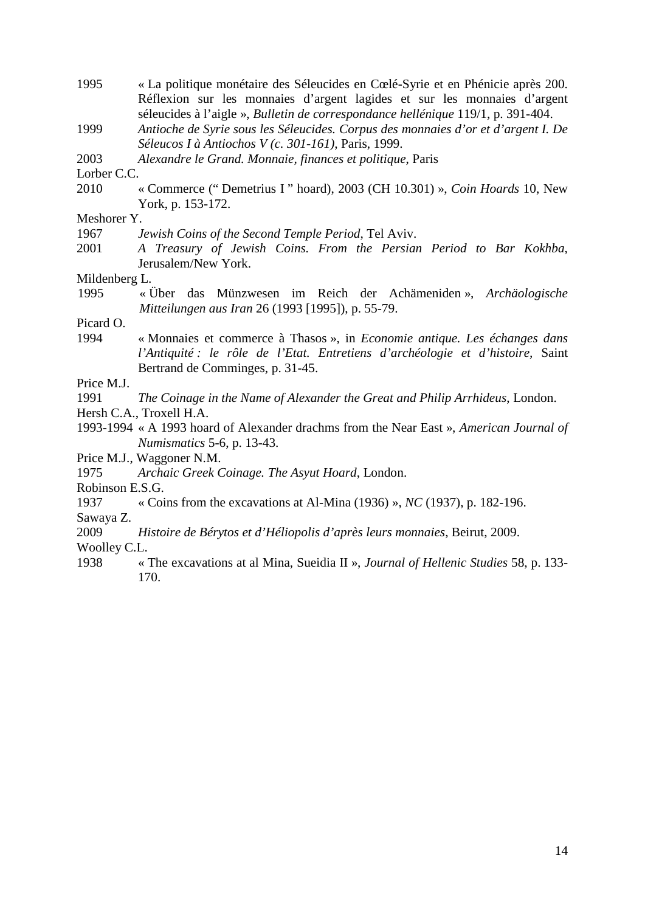1995 « La politique monétaire des Séleucides en Cœlé-Syrie et en Phénicie après 200. Réflexion sur les monnaies d'argent lagides et sur les monnaies d'argent séleucides à l'aigle », *Bulletin de correspondance hellénique* 119/1, p. 391-404.

1999 *Antioche de Syrie sous les Séleucides. Corpus des monnaies d'or et d'argent I. De Séleucos I à Antiochos V (c. 301-161)*, Paris, 1999.

2003 *Alexandre le Grand. Monnaie, finances et politique*, Paris

Lorber C.C.

2010 « Commerce (" Demetrius I " hoard), 2003 (CH 10.301) », *Coin Hoards* 10, New York, p. 153-172.

Meshorer Y.

1967 *Jewish Coins of the Second Temple Period*, Tel Aviv.

2001 *A Treasury of Jewish Coins. From the Persian Period to Bar Kokhba*, Jerusalem/New York.

Mildenberg L.

1995 « Über das Münzwesen im Reich der Achämeniden », *Archäologische Mitteilungen aus Iran* 26 (1993 [1995]), p. 55-79.

Picard O.

1994 « Monnaies et commerce à Thasos », in *Economie antique. Les échanges dans l'Antiquité : le rôle de l'Etat. Entretiens d'archéologie et d'histoire*, Saint Bertrand de Comminges, p. 31-45.

Price M.J.

1991 *The Coinage in the Name of Alexander the Great and Philip Arrhideus*, London.

Hersh C.A., Troxell H.A.

1993-1994 « A 1993 hoard of Alexander drachms from the Near East », *American Journal of Numismatics* 5-6, p. 13-43.

Price M.J., Waggoner N.M.

1975 *Archaic Greek Coinage. The Asyut Hoard*, London.

Robinson E.S.G.

1937 « Coins from the excavations at Al-Mina (1936) », *NC* (1937), p. 182-196.

Sawaya Z.

2009 *Histoire de Bérytos et d'Héliopolis d'après leurs monnaies*, Beirut, 2009.

Woolley C.L.

1938 « The excavations at al Mina, Sueidia II », *Journal of Hellenic Studies* 58, p. 133-170.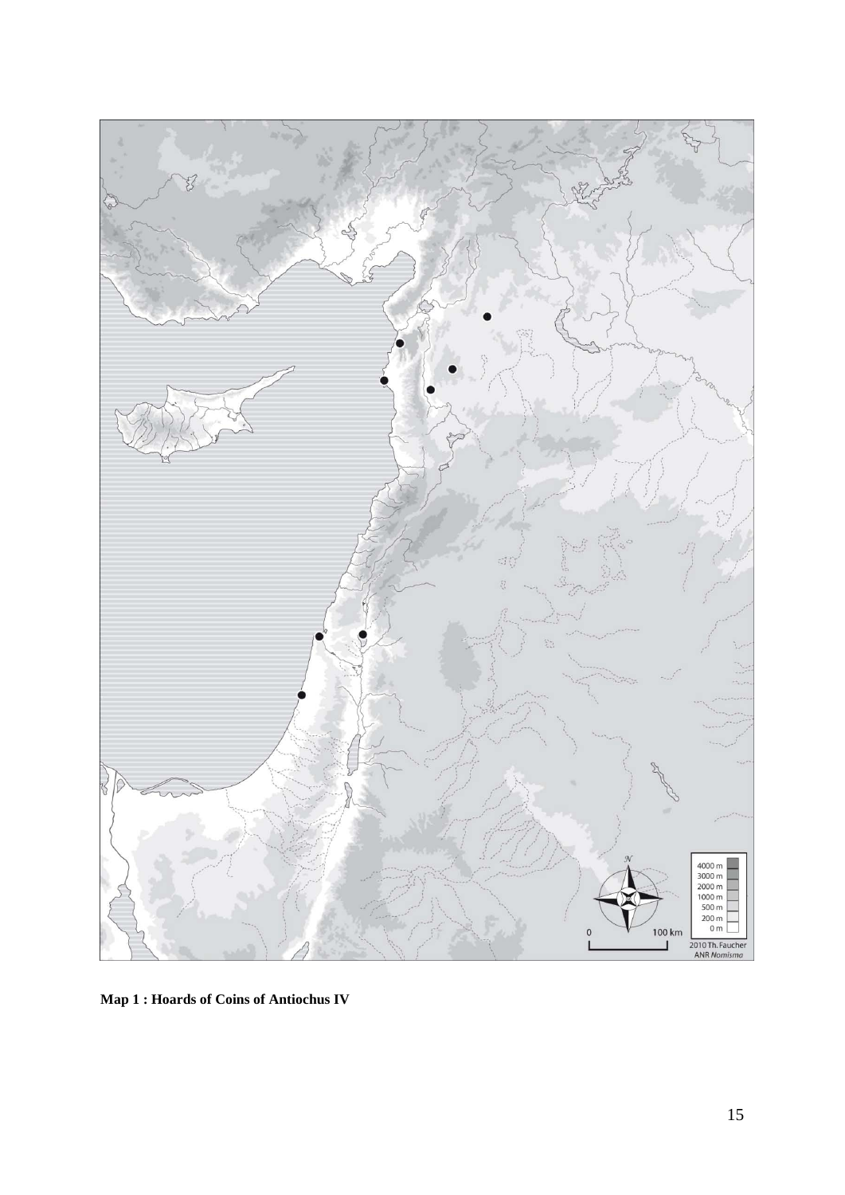**Map 1 : Hoards of Coins of Antiochus IV**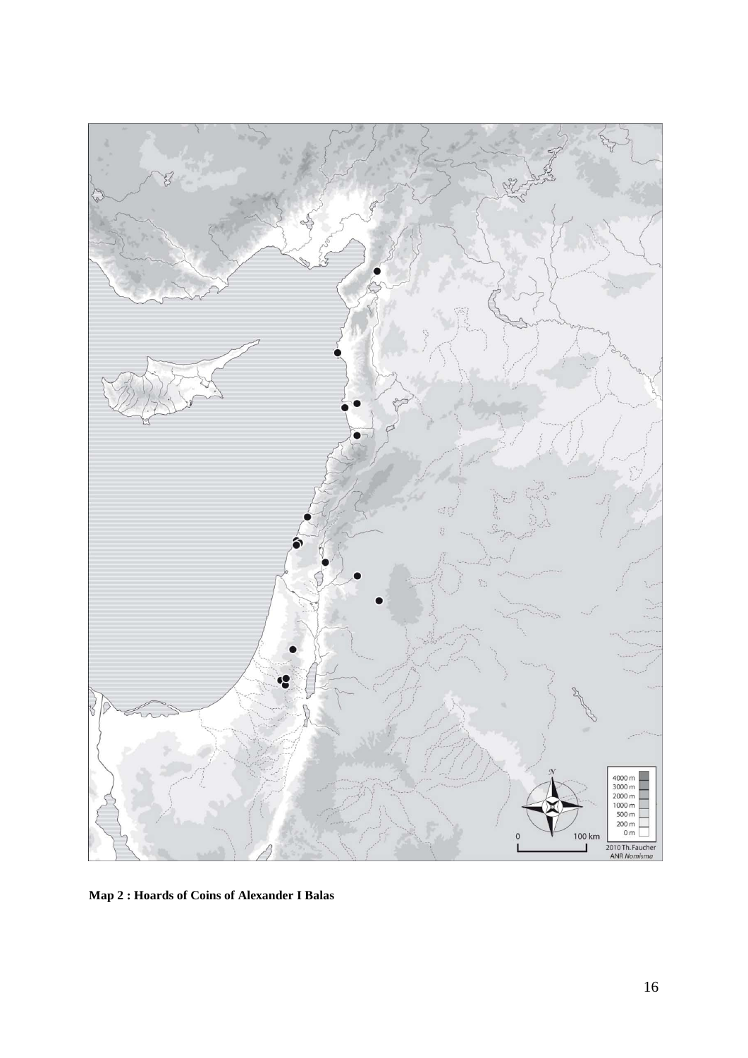**Map 2 : Hoards of Coins of Alexander I Balas**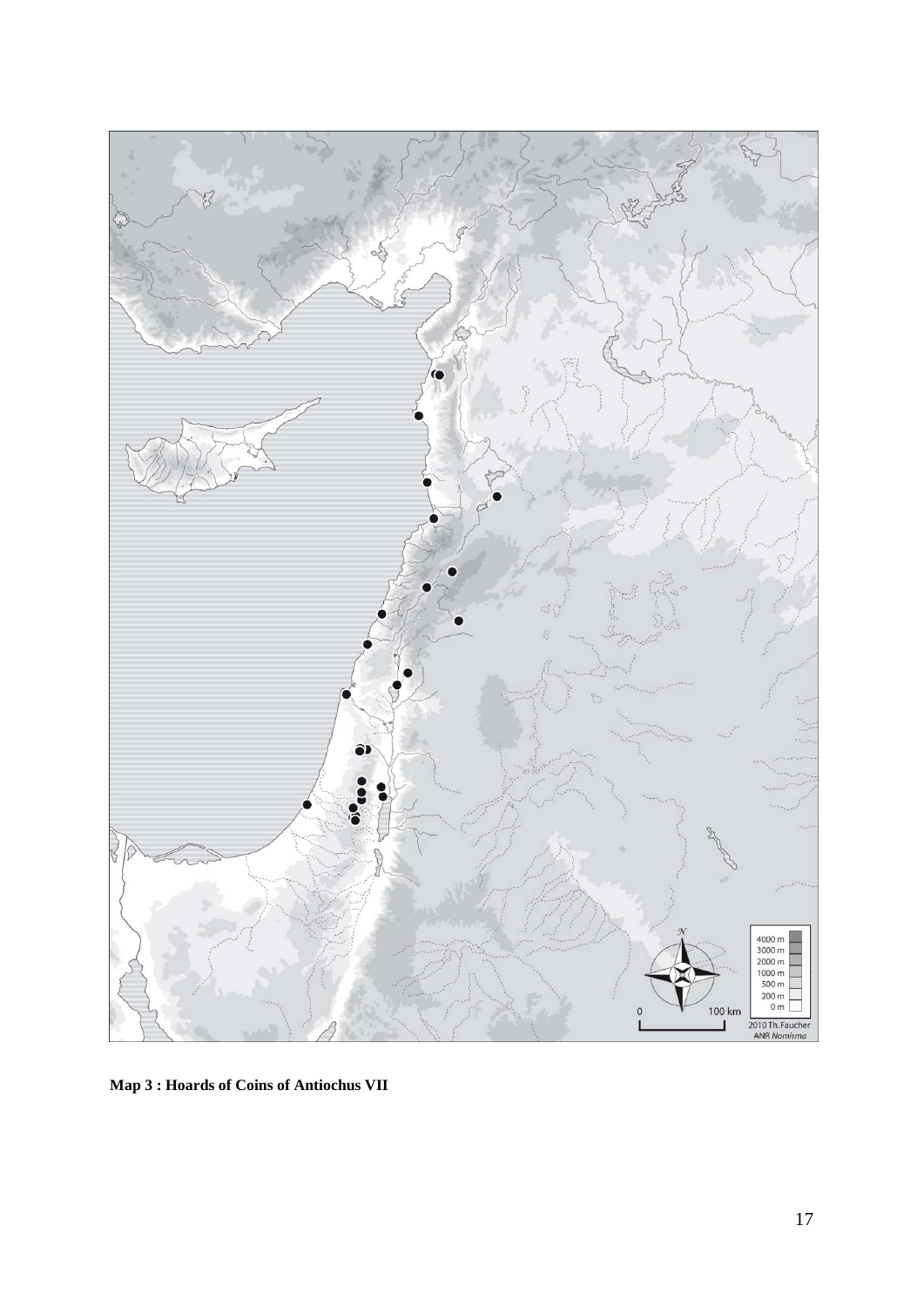**Map 3 : Hoards of Coins of Antiochus VII**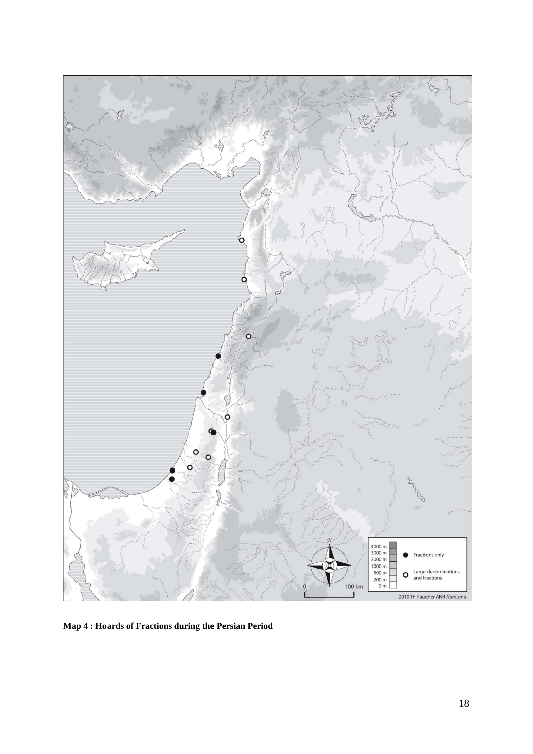4000 m
3000 m
2000 m
1000 m
500 m
200 m
0 m

Fractions only

Large denominations and fractions

0

100 km

2010 Th. Faucher ANR *Nomisma*

**Map 4 : Hoards of Fractions during the Persian Period**